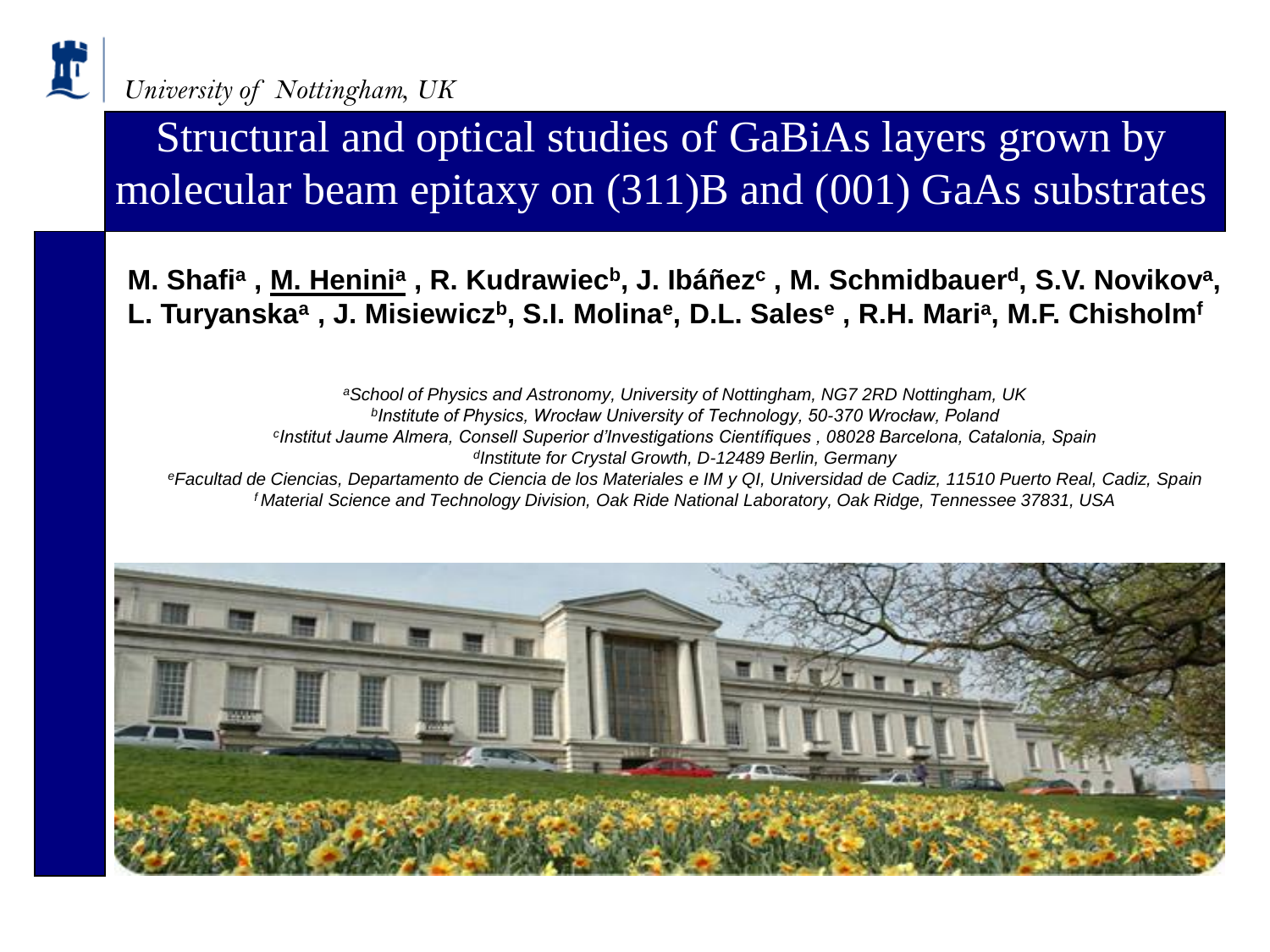University of Nottingham, UK

# Structural and optical studies of GaBiAs layers grown by molecular beam epitaxy on (311)B and (001) GaAs substrates

**M. Shafi[a] , M. Henini[a] , R. Kudrawiec[b], J. Ibáñez[c] , M. Schmidbauer[d], S.V. Novikov[a], L. Turyanska[a] , J. Misiewicz[b], S.I. Molina[e], D.L. Sales[e] , R.H. Mari[a], M.F. Chisholm[f]**

*[a]School of Physics and Astronomy, University of Nottingham, NG7 2RD Nottingham, UK*
*[b]Institute of Physics, Wrocław University of Technology, 50-370 Wrocław, Poland*
*[c]Institut Jaume Almera, Consell Superior d'Investigations Científiques , 08028 Barcelona, Catalonia, Spain*
*[d]Institute for Crystal Growth, D-12489 Berlin, Germany*
*[e]Facultad de Ciencias, Departamento de Ciencia de los Materiales e IM y QI, Universidad de Cadiz, 11510 Puerto Real, Cadiz, Spain*
*[f]Material Science and Technology Division, Oak Ride National Laboratory, Oak Ridge, Tennessee 37831, USA*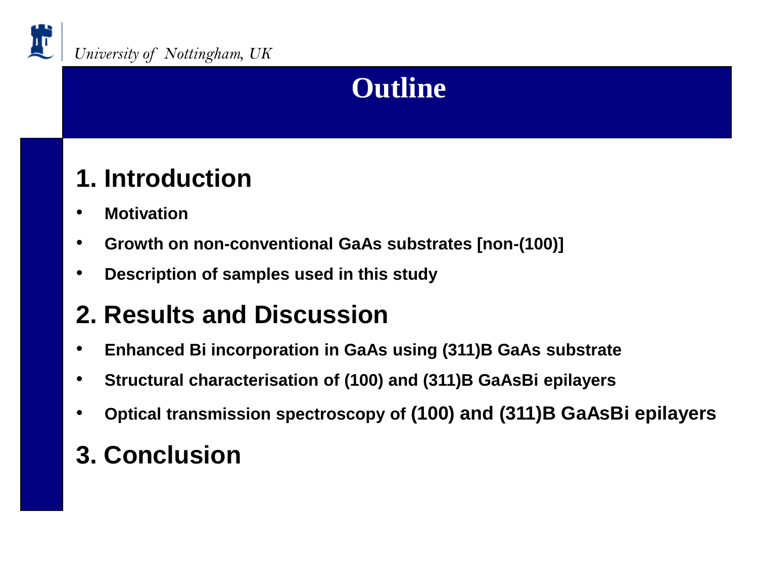# Outline

## 1. Introduction

- **Motivation**
- **Growth on non-conventional GaAs substrates [non-(100)]**
- **Description of samples used in this study**

## 2. Results and Discussion

- **Enhanced Bi incorporation in GaAs using (311)B GaAs substrate**
- **Structural characterisation of (100) and (311)B GaAsBi epilayers**
- **Optical transmission spectroscopy of (100) and (311)B GaAsBi epilayers**

## 3. Conclusion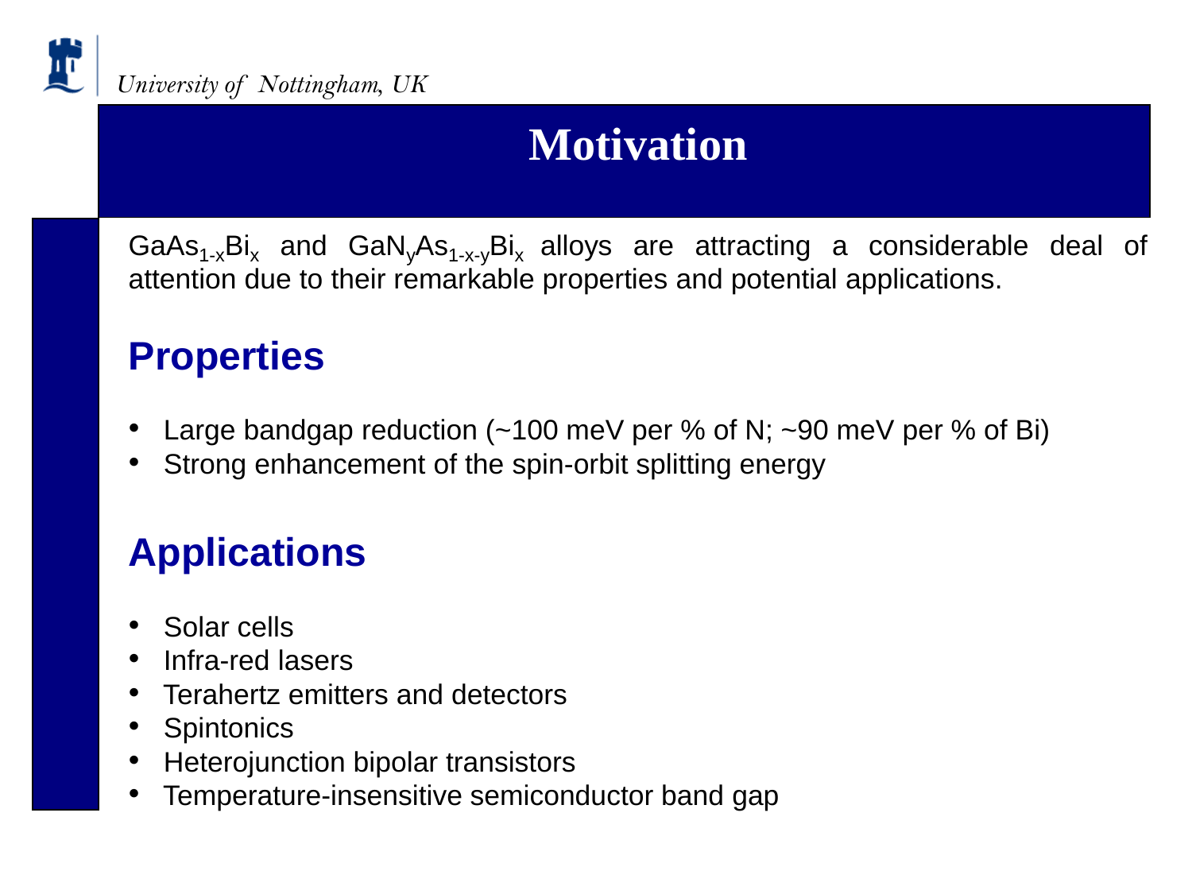# Motivation

$GaAs_{1-x}Bi_x$ and $GaN_yAs_{1-x-y}Bi_x$ alloys are attracting a considerable deal of attention due to their remarkable properties and potential applications.

## Properties

- Large bandgap reduction (~100 meV per % of N; ~90 meV per % of Bi)
- Strong enhancement of the spin-orbit splitting energy

## Applications

- Solar cells
- Infra-red lasers
- Terahertz emitters and detectors
- Spintonics
- Heterojunction bipolar transistors
- Temperature-insensitive semiconductor band gap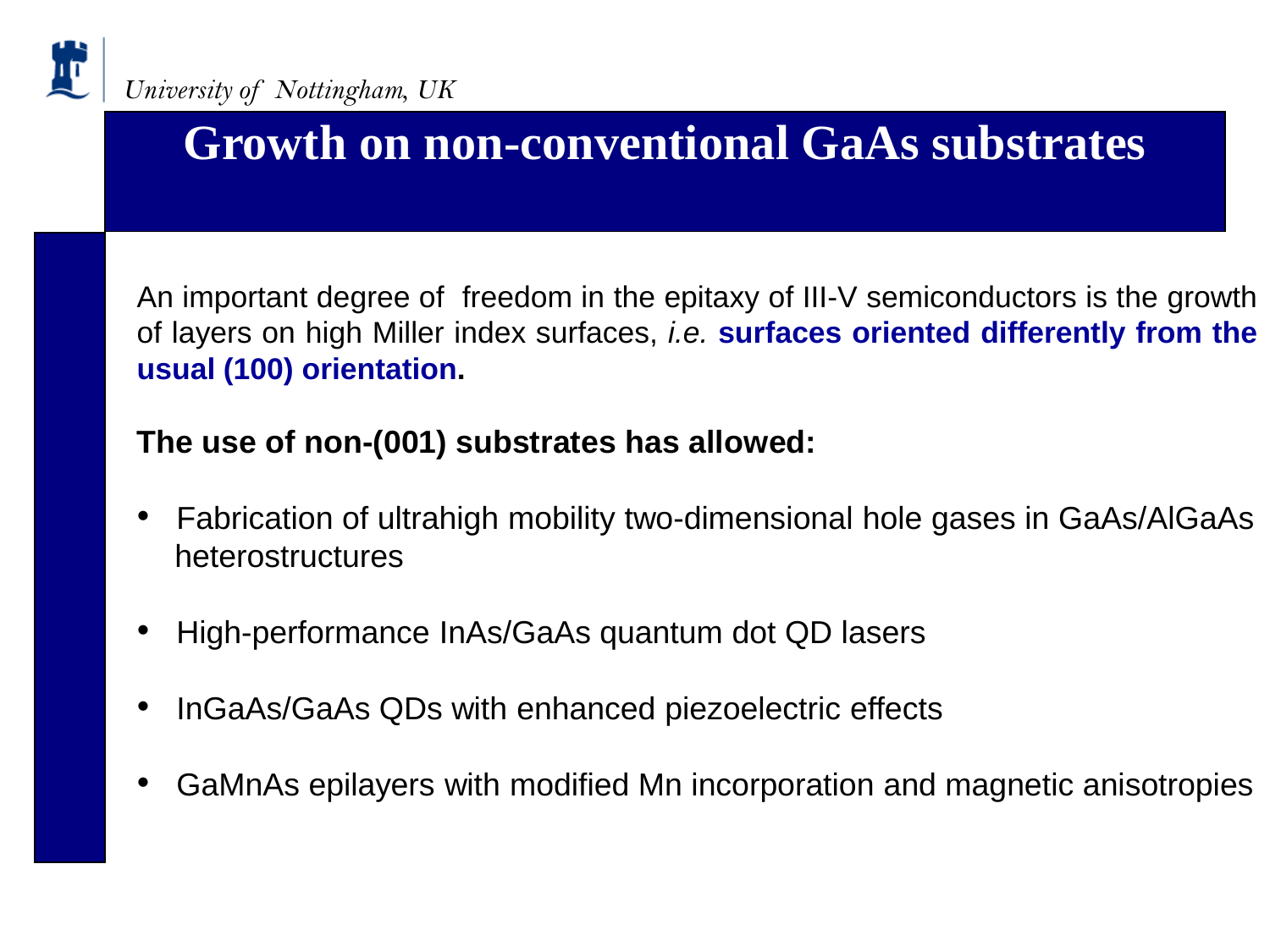# Growth on non-conventional GaAs substrates

An important degree of freedom in the epitaxy of III-V semiconductors is the growth of layers on high Miller index surfaces, *i.e.* **surfaces oriented differently from the usual (100) orientation.**

**The use of non-(001) substrates has allowed:**

- Fabrication of ultrahigh mobility two-dimensional hole gases in GaAs/AlGaAs heterostructures
- High-performance InAs/GaAs quantum dot QD lasers
- InGaAs/GaAs QDs with enhanced piezoelectric effects
- GaMnAs epilayers with modified Mn incorporation and magnetic anisotropies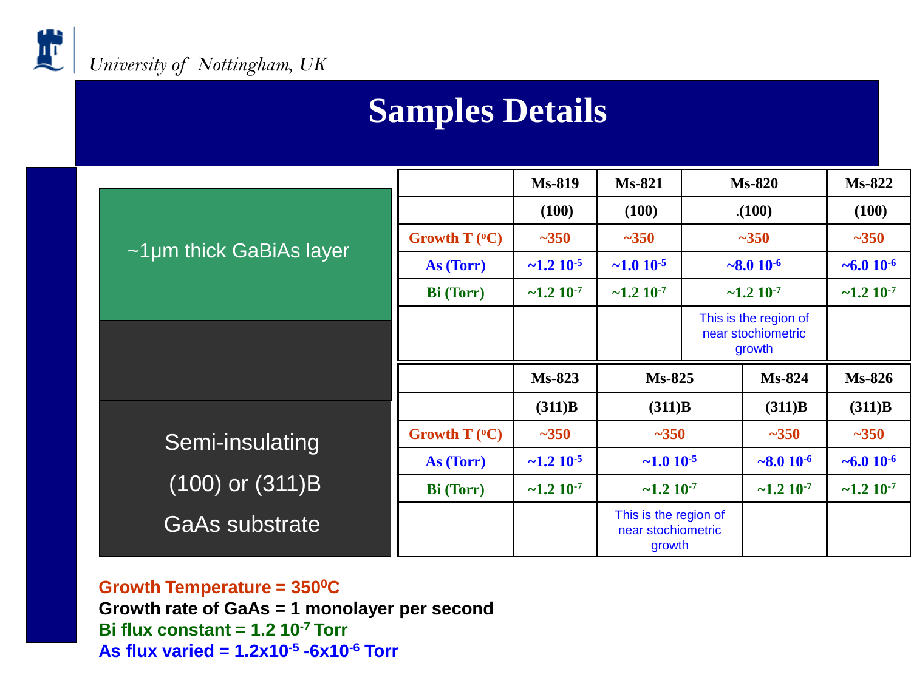# Samples Details

~1μm thick GaBiAs layer

Semi-insulating (100) or (311)B GaAs substrate

| | Ms-819 | Ms-821 | Ms-820 | Ms-822 |
|---|---|---|---|---|
| | (100) | (100) | .(100) | (100) |
| Growth T ($^oC$) | ~350 | ~350 | ~350 | ~350 |
| As (Torr) | ~1.2 $10^{-5}$ | ~1.0 $10^{-5}$ | ~8.0 $10^{-6}$ | ~6.0 $10^{-6}$ |
| Bi (Torr) | ~1.2 $10^{-7}$ | ~1.2 $10^{-7}$ | ~1.2 $10^{-7}$ | ~1.2 $10^{-7}$ |
| | | | This is the region of near stochiometric growth | |

| | Ms-823 | Ms-825 | Ms-824 | Ms-826 |
|---|---|---|---|---|
| | (311)B | (311)B | (311)B | (311)B |
| Growth T ($^oC$) | ~350 | ~350 | ~350 | ~350 |
| As (Torr) | ~1.2 $10^{-5}$ | ~1.0 $10^{-5}$ | ~8.0 $10^{-6}$ | ~6.0 $10^{-6}$ |
| Bi (Torr) | ~1.2 $10^{-7}$ | ~1.2 $10^{-7}$ | ~1.2 $10^{-7}$ | ~1.2 $10^{-7}$ |
| | | This is the region of near stochiometric growth | | |

**Growth Temperature = $350^0$C**

**Growth rate of GaAs = 1 monolayer per second**

**Bi flux constant = 1.2 $10^{-7}$ Torr**

**As flux varied = $1.2\times10^{-5}$ -$6\times10^{-6}$ Torr**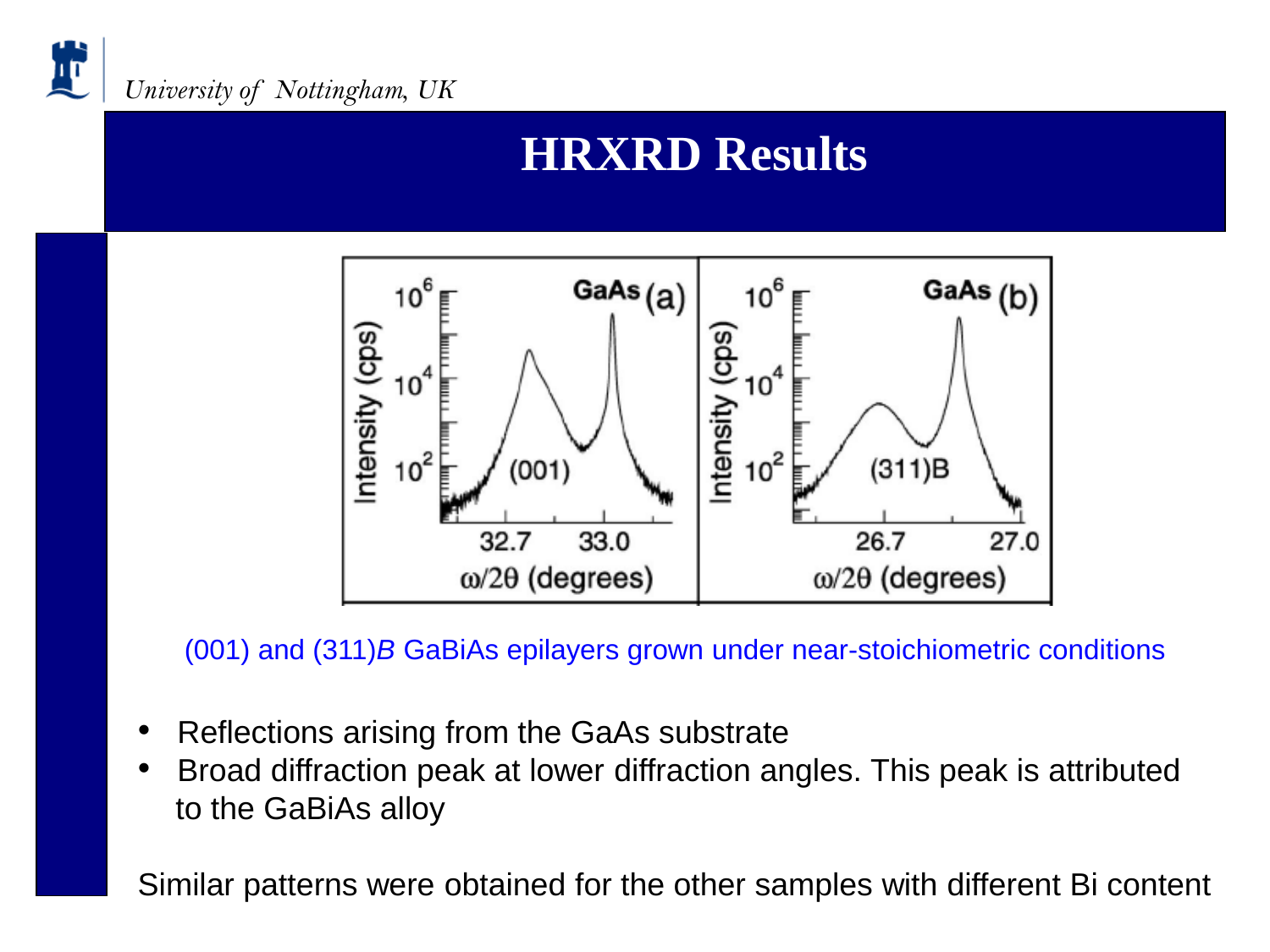# HRXRD Results

(001) and (311)*B* GaBiAs epilayers grown under near-stoichiometric conditions

- Reflections arising from the GaAs substrate
- Broad diffraction peak at lower diffraction angles. This peak is attributed to the GaBiAs alloy

Similar patterns were obtained for the other samples with different Bi content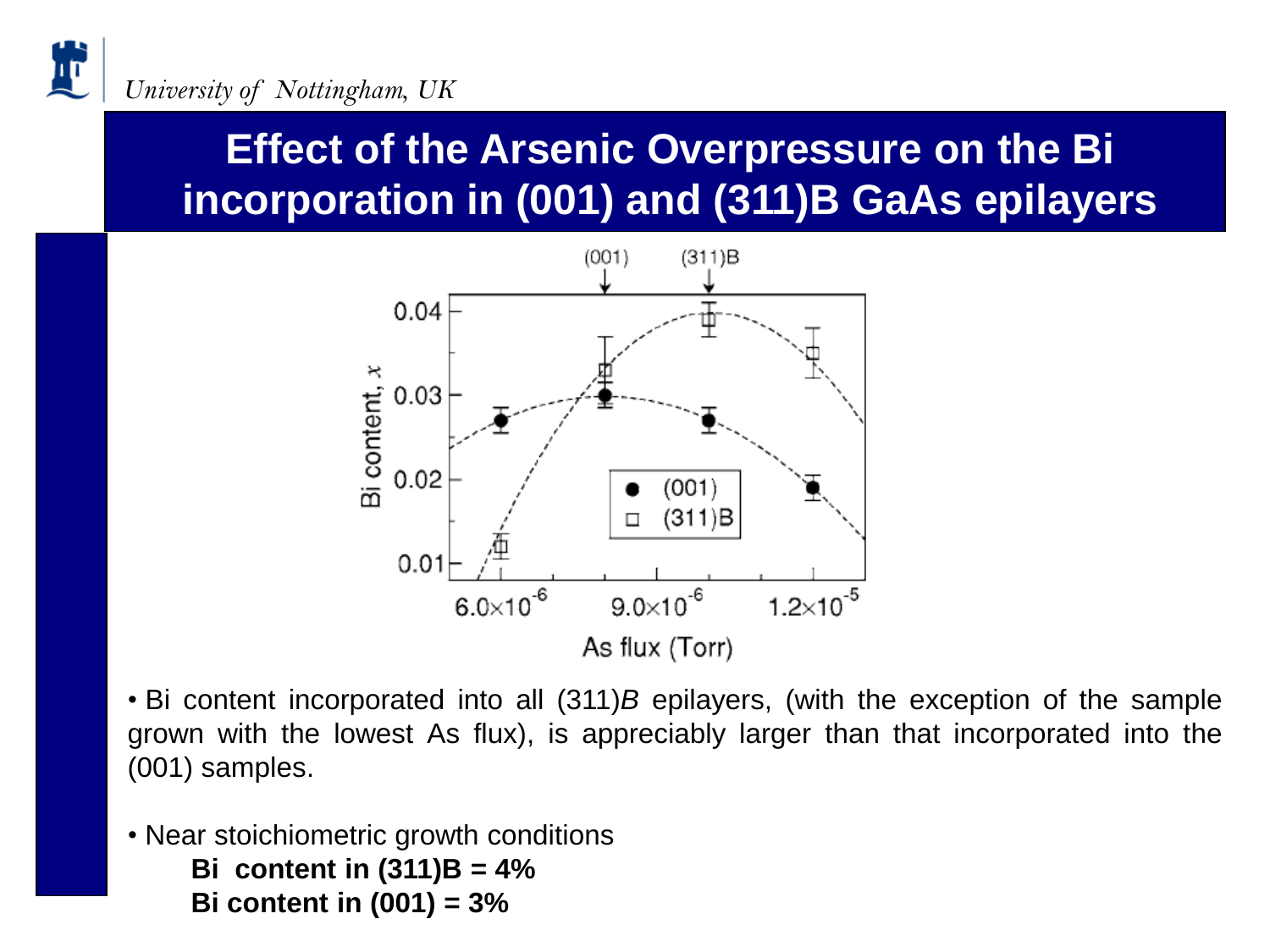# Effect of the Arsenic Overpressure on the Bi incorporation in (001) and (311)B GaAs epilayers

- Bi content incorporated into all (311)*B* epilayers, (with the exception of the sample grown with the lowest As flux), is appreciably larger than that incorporated into the (001) samples.

- Near stoichiometric growth conditions

  **Bi content in (311)B = 4%**

  **Bi content in (001) = 3%**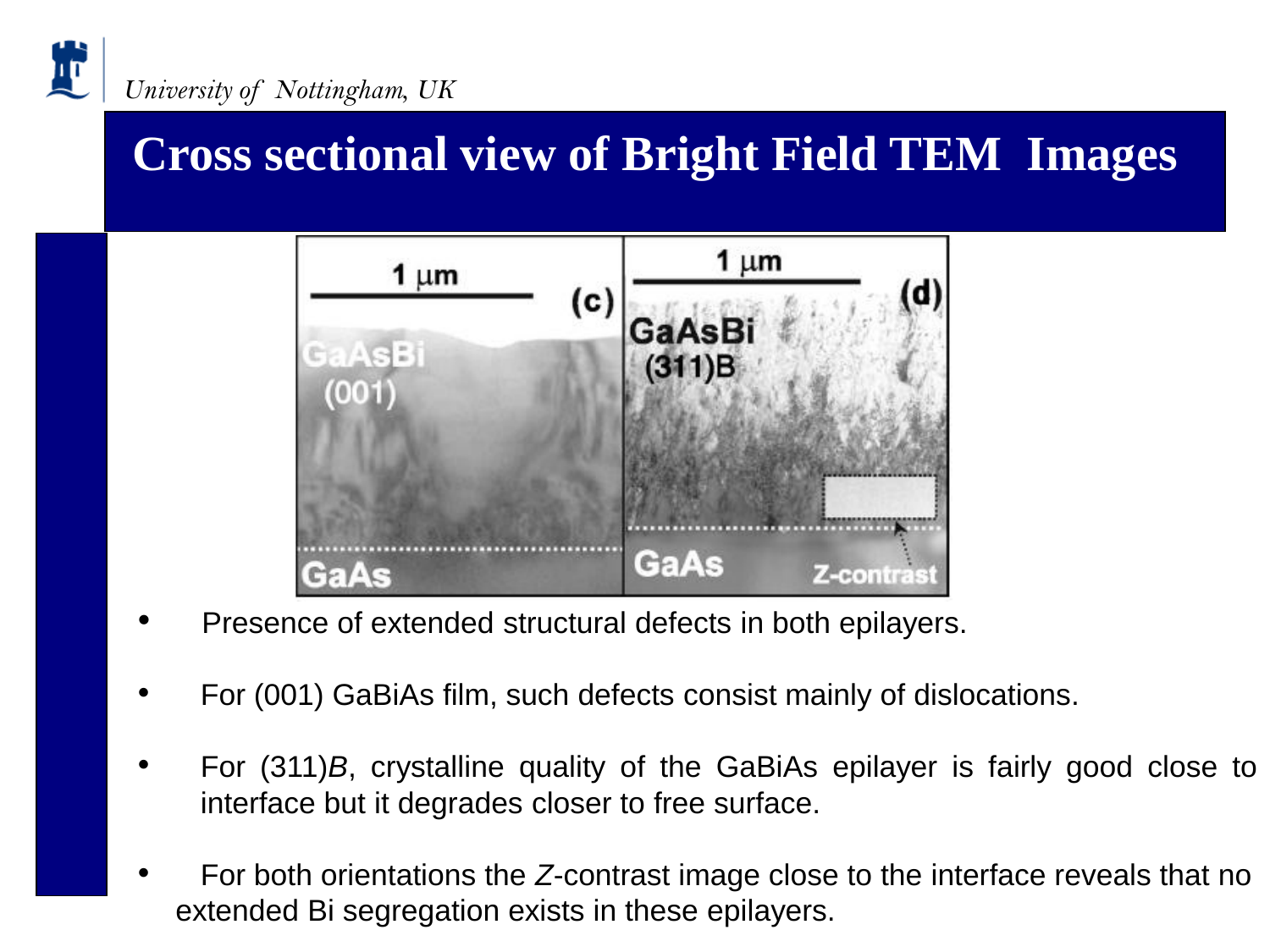# Cross sectional view of Bright Field TEM Images

- Presence of extended structural defects in both epilayers.
- For (001) GaBiAs film, such defects consist mainly of dislocations.
- For (311)*B*, crystalline quality of the GaBiAs epilayer is fairly good close to interface but it degrades closer to free surface.
- For both orientations the *Z*-contrast image close to the interface reveals that no extended Bi segregation exists in these epilayers.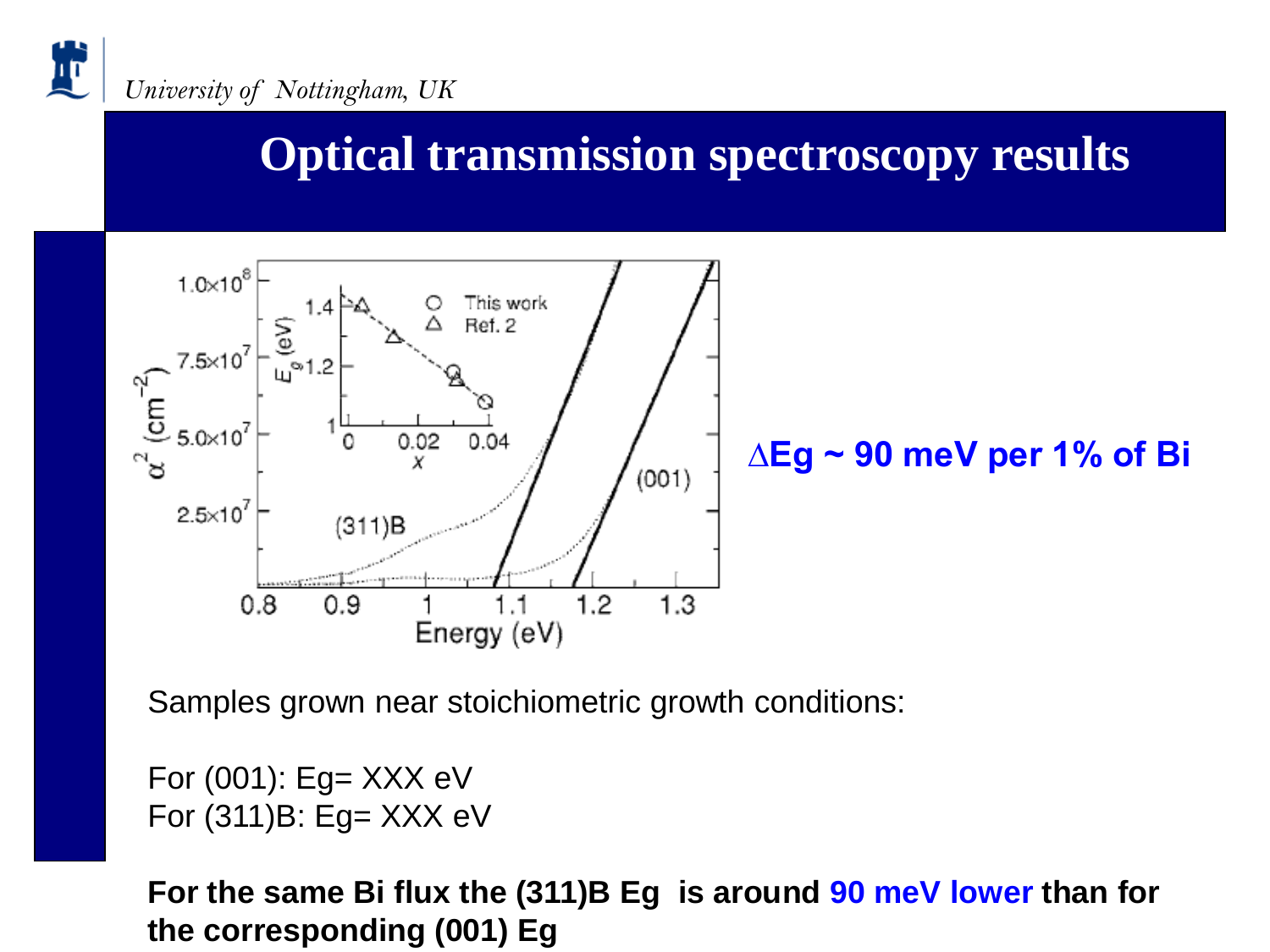## Optical transmission spectroscopy results

**$\Delta$Eg ~ 90 meV per 1% of Bi**

Samples grown near stoichiometric growth conditions:

For (001): Eg= XXX eV
For (311)B: Eg= XXX eV

**For the same Bi flux the (311)B Eg is around 90 meV lower than for the corresponding (001) Eg**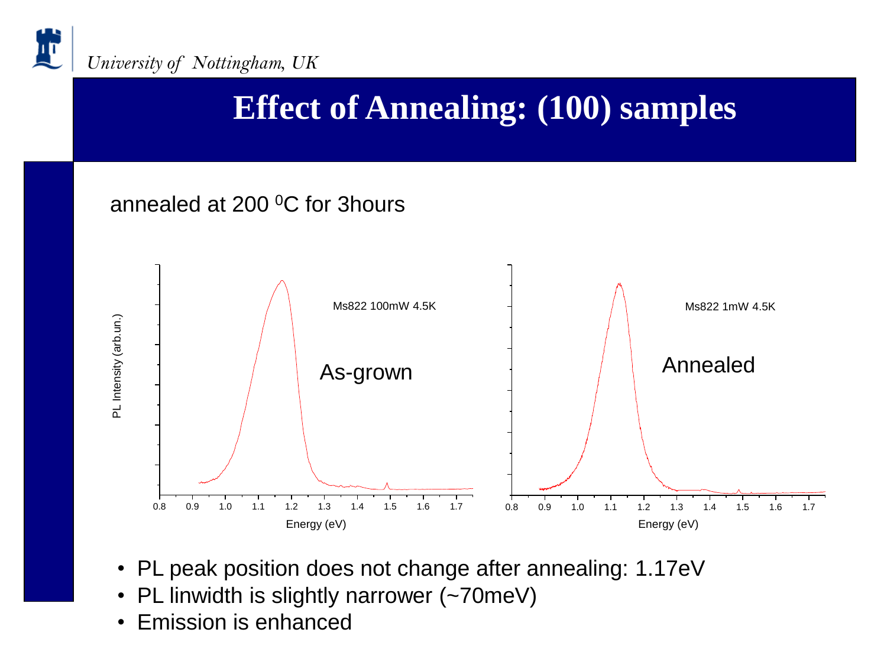# Effect of Annealing: (100) samples

annealed at 200 $^{0}$C for 3hours

- PL peak position does not change after annealing: 1.17eV
- PL linwidth is slightly narrower (~70meV)
- Emission is enhanced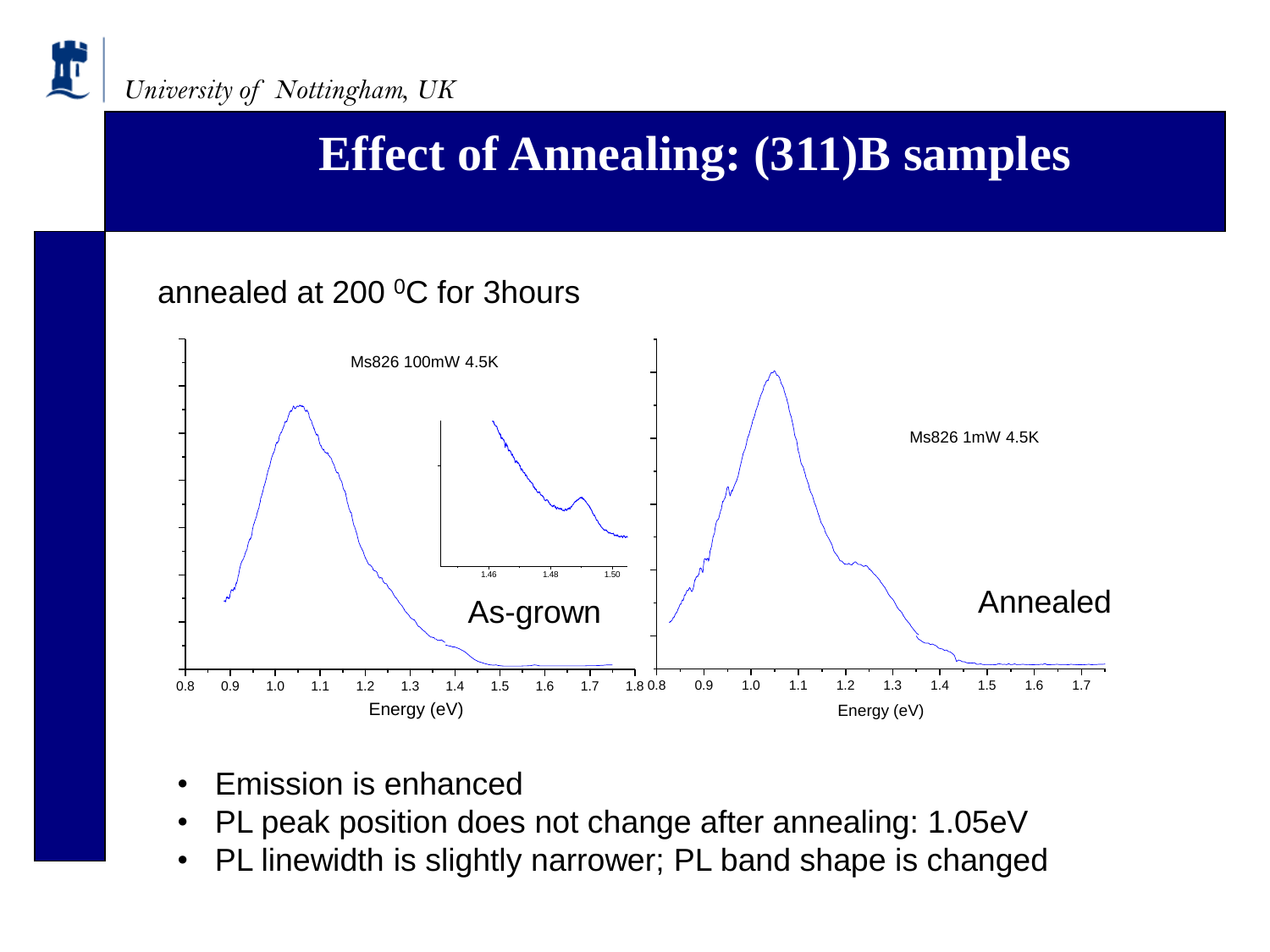# Effect of Annealing: (311)B samples

annealed at 200 $^0$C for 3hours

Ms826 100mW 4.5K

As-grown

Ms826 1mW 4.5K

Annealed

Energy (eV)

- Emission is enhanced
- PL peak position does not change after annealing: 1.05eV
- PL linewidth is slightly narrower; PL band shape is changed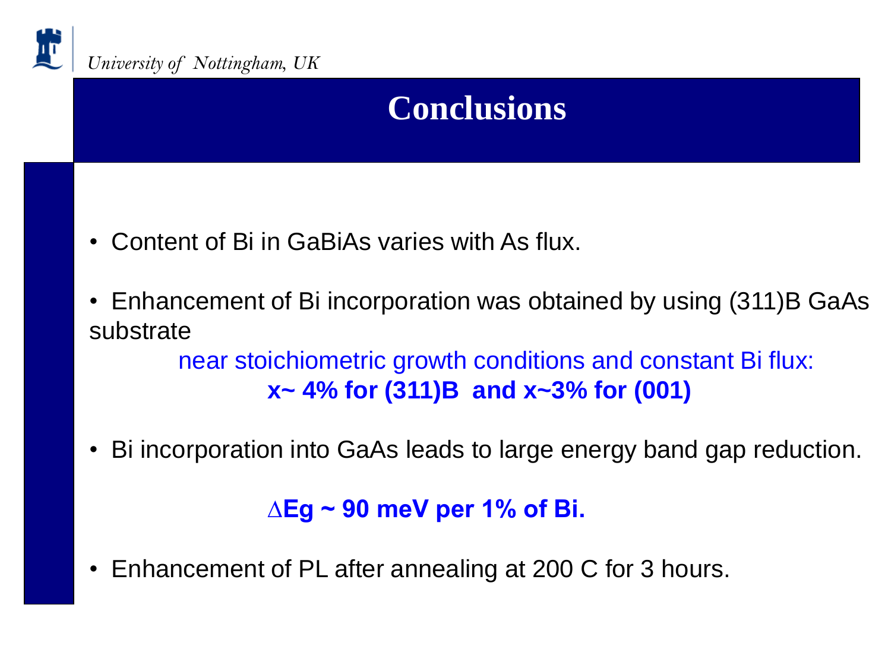# Conclusions

- Content of Bi in GaBiAs varies with As flux.

- Enhancement of Bi incorporation was obtained by using (311)B GaAs substrate

  near stoichiometric growth conditions and constant Bi flux:
  **x~ 4% for (311)B and x~3% for (001)**

- Bi incorporation into GaAs leads to large energy band gap reduction.

  **$\Delta$Eg ~ 90 meV per 1% of Bi.**

- Enhancement of PL after annealing at 200 C for 3 hours.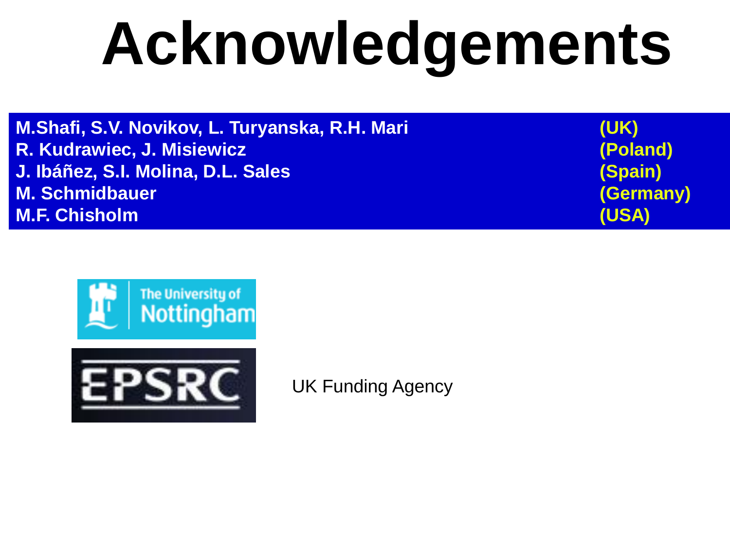# Acknowledgements

| | |
|---|---|
| M.Shafi, S.V. Novikov, L. Turyanska, R.H. Mari | (UK) |
| R. Kudrawiec, J. Misiewicz | (Poland) |
| J. Ibáñez, S.I. Molina, D.L. Sales | (Spain) |
| M. Schmidbauer | (Germany) |
| M.F. Chisholm | (USA) |

The University of Nottingham

EPSRC

UK Funding Agency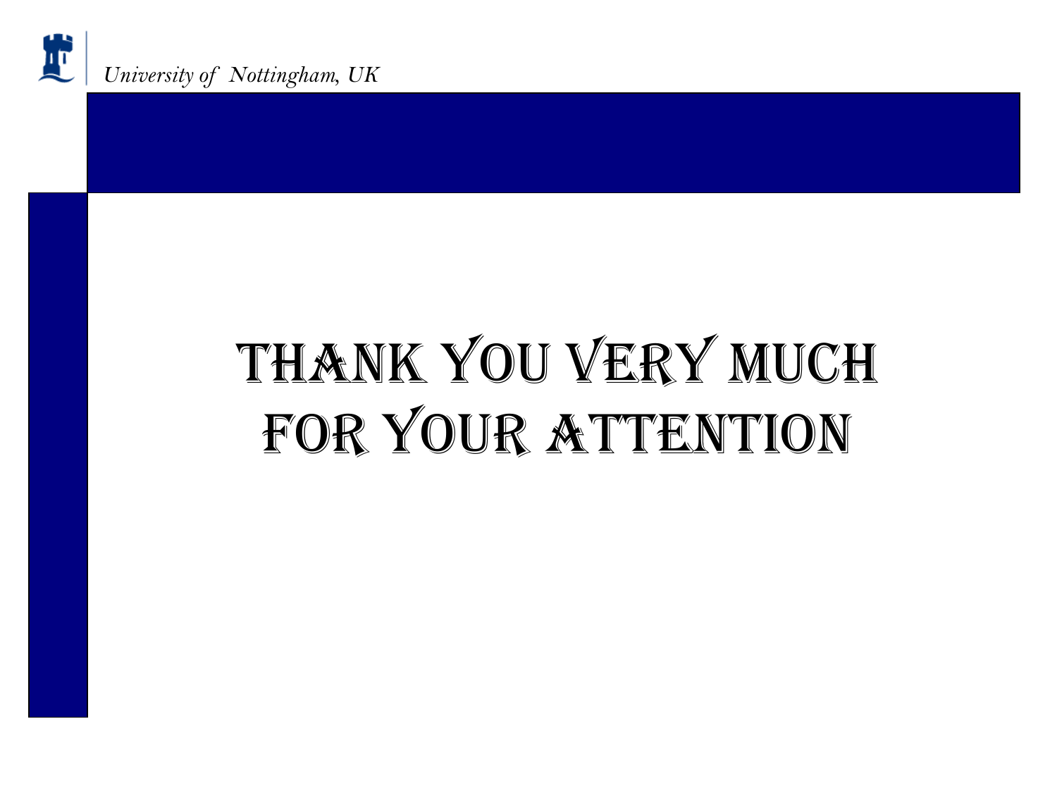# Thank you very much for your attention